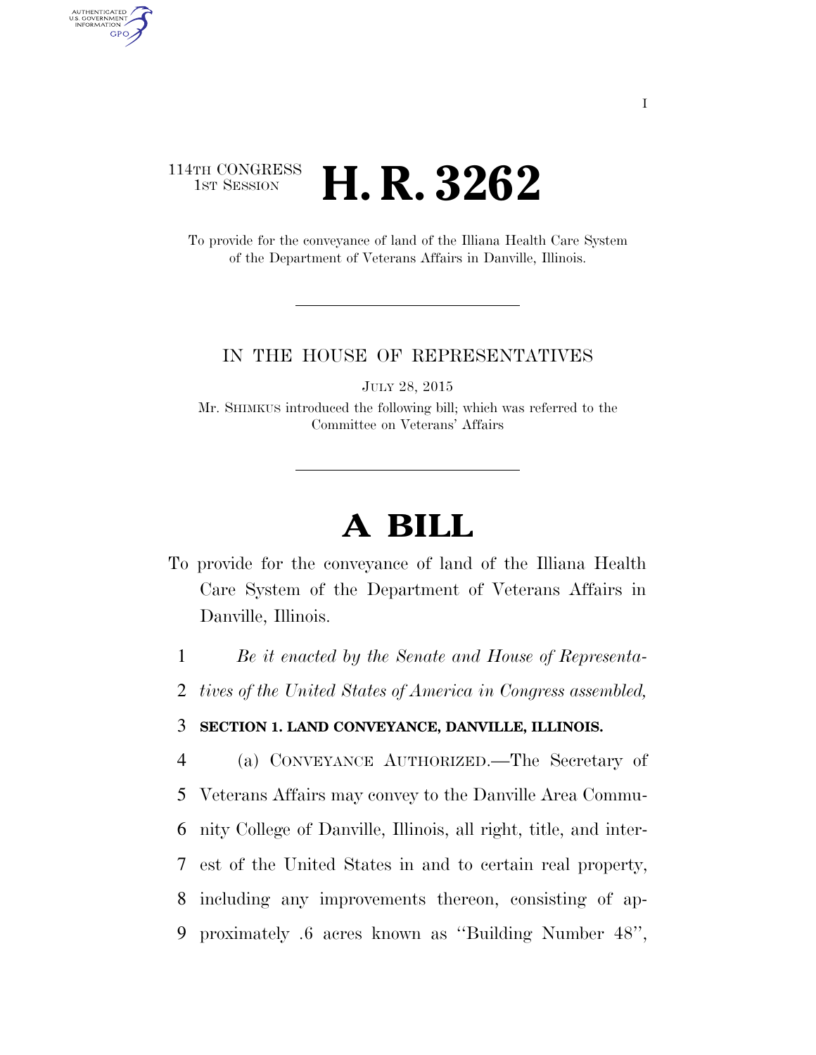114TH CONGRESS
1ST SESSION

# H. R. 3262

To provide for the conveyance of land of the Illiana Health Care System of the Department of Veterans Affairs in Danville, Illinois.

IN THE HOUSE OF REPRESENTATIVES

JULY 28, 2015

Mr. SHIMKUS introduced the following bill; which was referred to the Committee on Veterans' Affairs

# A BILL

To provide for the conveyance of land of the Illiana Health Care System of the Department of Veterans Affairs in Danville, Illinois.

1 *Be it enacted by the Senate and House of Representa-*
2 *tives of the United States of America in Congress assembled,*

3 **SECTION 1. LAND CONVEYANCE, DANVILLE, ILLINOIS.**

4 (a) CONVEYANCE AUTHORIZED.—The Secretary of
5 Veterans Affairs may convey to the Danville Area Commu-
6 nity College of Danville, Illinois, all right, title, and inter-
7 est of the United States in and to certain real property,
8 including any improvements thereon, consisting of ap-
9 proximately .6 acres known as "Building Number 48",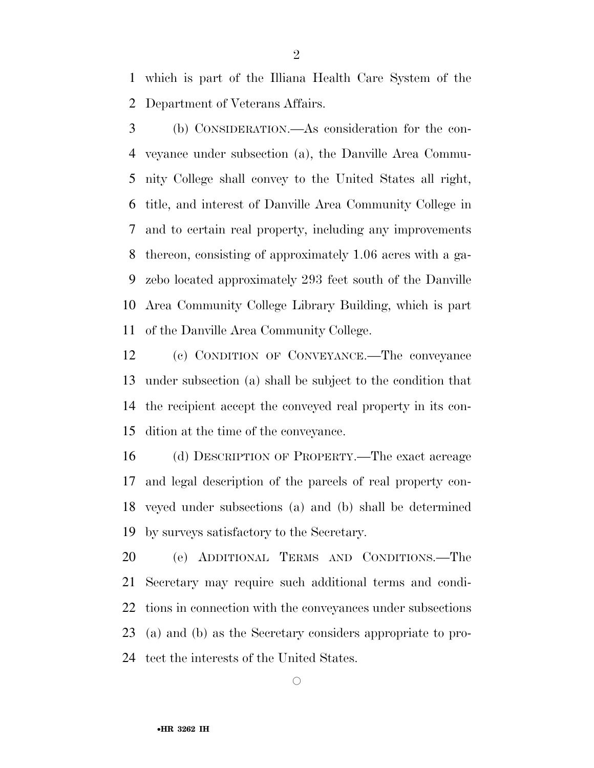which is part of the Illiana Health Care System of the Department of Veterans Affairs.

(b) CONSIDERATION.—As consideration for the conveyance under subsection (a), the Danville Area Community College shall convey to the United States all right, title, and interest of Danville Area Community College in and to certain real property, including any improvements thereon, consisting of approximately 1.06 acres with a gazebo located approximately 293 feet south of the Danville Area Community College Library Building, which is part of the Danville Area Community College.

(c) CONDITION OF CONVEYANCE.—The conveyance under subsection (a) shall be subject to the condition that the recipient accept the conveyed real property in its condition at the time of the conveyance.

(d) DESCRIPTION OF PROPERTY.—The exact acreage and legal description of the parcels of real property conveyed under subsections (a) and (b) shall be determined by surveys satisfactory to the Secretary.

(e) ADDITIONAL TERMS AND CONDITIONS.—The Secretary may require such additional terms and conditions in connection with the conveyances under subsections (a) and (b) as the Secretary considers appropriate to protect the interests of the United States.